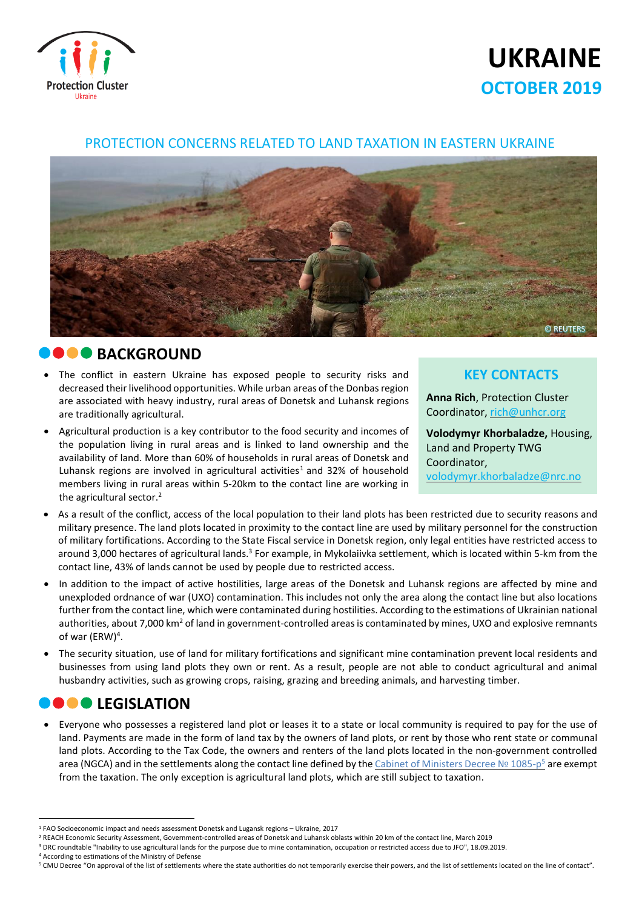Protection Cluster Ukraine

# UKRAINE
## OCTOBER 2019

## PROTECTION CONCERNS RELATED TO LAND TAXATION IN EASTERN UKRAINE

© REUTERS

## BACKGROUND

- The conflict in eastern Ukraine has exposed people to security risks and decreased their livelihood opportunities. While urban areas of the Donbas region are associated with heavy industry, rural areas of Donetsk and Luhansk regions are traditionally agricultural.
- Agricultural production is a key contributor to the food security and incomes of the population living in rural areas and is linked to land ownership and the availability of land. More than 60% of households in rural areas of Donetsk and Luhansk regions are involved in agricultural activities[1] and 32% of household members living in rural areas within 5-20km to the contact line are working in the agricultural sector.[2]
- As a result of the conflict, access of the local population to their land plots has been restricted due to security reasons and military presence. The land plots located in proximity to the contact line are used by military personnel for the construction of military fortifications. According to the State Fiscal service in Donetsk region, only legal entities have restricted access to around 3,000 hectares of agricultural lands.[3] For example, in Mykolaiivka settlement, which is located within 5-km from the contact line, 43% of lands cannot be used by people due to restricted access.
- In addition to the impact of active hostilities, large areas of the Donetsk and Luhansk regions are affected by mine and unexploded ordnance of war (UXO) contamination. This includes not only the area along the contact line but also locations further from the contact line, which were contaminated during hostilities. According to the estimations of Ukrainian national authorities, about 7,000 km$^2$ of land in government-controlled areas is contaminated by mines, UXO and explosive remnants of war (ERW)[4].
- The security situation, use of land for military fortifications and significant mine contamination prevent local residents and businesses from using land plots they own or rent. As a result, people are not able to conduct agricultural and animal husbandry activities, such as growing crops, raising, grazing and breeding animals, and harvesting timber.

### KEY CONTACTS

**Anna Rich**, Protection Cluster Coordinator, rich@unhcr.org

**Volodymyr Khorbaladze,** Housing, Land and Property TWG Coordinator, volodymyr.khorbaladze@nrc.no

## LEGISLATION

- Everyone who possesses a registered land plot or leases it to a state or local community is required to pay for the use of land. Payments are made in the form of land tax by the owners of land plots, or rent by those who rent state or communal land plots. According to the Tax Code, the owners and renters of the land plots located in the non-government controlled area (NGCA) and in the settlements along the contact line defined by the Cabinet of Ministers Decree № 1085-р[5] are exempt from the taxation. The only exception is agricultural land plots, which are still subject to taxation.

---

[1] FAO Socioeconomic impact and needs assessment Donetsk and Lugansk regions – Ukraine, 2017

[2] REACH Economic Security Assessment, Government-controlled areas of Donetsk and Luhansk oblasts within 20 km of the contact line, March 2019

[3] DRC roundtable "Inability to use agricultural lands for the purpose due to mine contamination, occupation or restricted access due to JFO", 18.09.2019.

[4] According to estimations of the Ministry of Defense

[5] CMU Decree "On approval of the list of settlements where the state authorities do not temporarily exercise their powers, and the list of settlements located on the line of contact".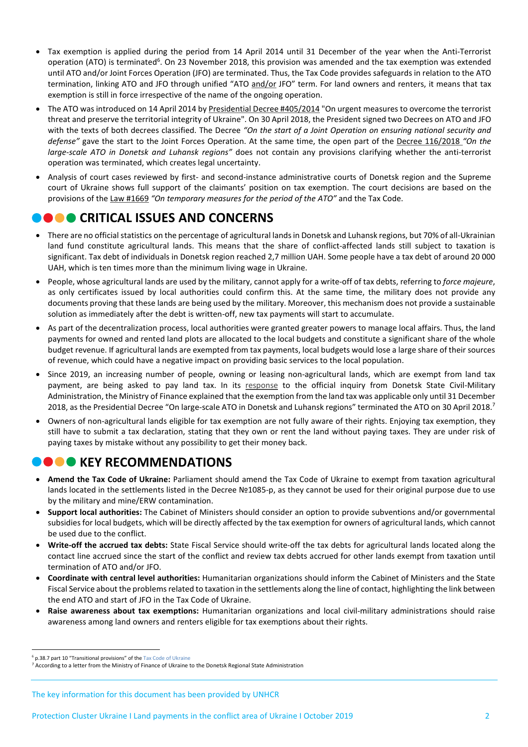- Tax exemption is applied during the period from 14 April 2014 until 31 December of the year when the Anti-Terrorist operation (ATO) is terminated[6]. On 23 November 2018, this provision was amended and the tax exemption was extended until ATO and/or Joint Forces Operation (JFO) are terminated. Thus, the Tax Code provides safeguards in relation to the ATO termination, linking ATO and JFO through unified "ATO and/or JFO" term. For land owners and renters, it means that tax exemption is still in force irrespective of the name of the ongoing operation.
- The ATO was introduced on 14 April 2014 by Presidential Decree #405/2014 "On urgent measures to overcome the terrorist threat and preserve the territorial integrity of Ukraine". On 30 April 2018, the President signed two Decrees on ATO and JFO with the texts of both decrees classified. The Decree *"On the start of a Joint Operation on ensuring national security and defense"* gave the start to the Joint Forces Operation. At the same time, the open part of the Decree 116/2018 *"On the large-scale ATO in Donetsk and Luhansk regions"* does not contain any provisions clarifying whether the anti-terrorist operation was terminated, which creates legal uncertainty.
- Analysis of court cases reviewed by first- and second-instance administrative courts of Donetsk region and the Supreme court of Ukraine shows full support of the claimants' position on tax exemption. The court decisions are based on the provisions of the Law #1669 *"On temporary measures for the period of the ATO"* and the Tax Code.

## CRITICAL ISSUES AND CONCERNS

- There are no official statistics on the percentage of agricultural lands in Donetsk and Luhansk regions, but 70% of all-Ukrainian land fund constitute agricultural lands. This means that the share of conflict-affected lands still subject to taxation is significant. Tax debt of individuals in Donetsk region reached 2,7 million UAH. Some people have a tax debt of around 20 000 UAH, which is ten times more than the minimum living wage in Ukraine.
- People, whose agricultural lands are used by the military, cannot apply for a write-off of tax debts, referring to *force majeure*, as only certificates issued by local authorities could confirm this. At the same time, the military does not provide any documents proving that these lands are being used by the military. Moreover, this mechanism does not provide a sustainable solution as immediately after the debt is written-off, new tax payments will start to accumulate.
- As part of the decentralization process, local authorities were granted greater powers to manage local affairs. Thus, the land payments for owned and rented land plots are allocated to the local budgets and constitute a significant share of the whole budget revenue. If agricultural lands are exempted from tax payments, local budgets would lose a large share of their sources of revenue, which could have a negative impact on providing basic services to the local population.
- Since 2019, an increasing number of people, owning or leasing non-agricultural lands, which are exempt from land tax payment, are being asked to pay land tax. In its response to the official inquiry from Donetsk State Civil-Military Administration, the Ministry of Finance explained that the exemption from the land tax was applicable only until 31 December 2018, as the Presidential Decree "On large-scale ATO in Donetsk and Luhansk regions" terminated the ATO on 30 April 2018.[7]
- Owners of non-agricultural lands eligible for tax exemption are not fully aware of their rights. Enjoying tax exemption, they still have to submit a tax declaration, stating that they own or rent the land without paying taxes. They are under risk of paying taxes by mistake without any possibility to get their money back.

## KEY RECOMMENDATIONS

- **Amend the Tax Code of Ukraine:** Parliament should amend the Tax Code of Ukraine to exempt from taxation agricultural lands located in the settlements listed in the Decree №1085-р, as they cannot be used for their original purpose due to use by the military and mine/ERW contamination.
- **Support local authorities:** The Cabinet of Ministers should consider an option to provide subventions and/or governmental subsidies for local budgets, which will be directly affected by the tax exemption for owners of agricultural lands, which cannot be used due to the conflict.
- **Write-off the accrued tax debts:** State Fiscal Service should write-off the tax debts for agricultural lands located along the contact line accrued since the start of the conflict and review tax debts accrued for other lands exempt from taxation until termination of ATO and/or JFO.
- **Coordinate with central level authorities:** Humanitarian organizations should inform the Cabinet of Ministers and the State Fiscal Service about the problems related to taxation in the settlements along the line of contact, highlighting the link between the end ATO and start of JFO in the Tax Code of Ukraine.
- **Raise awareness about tax exemptions:** Humanitarian organizations and local civil-military administrations should raise awareness among land owners and renters eligible for tax exemptions about their rights.

[6] p.38.7 part 10 "Transitional provisions" of the Tax Code of Ukraine

[7] According to a letter from the Ministry of Finance of Ukraine to the Donetsk Regional State Administration

The key information for this document has been provided by UNHCR